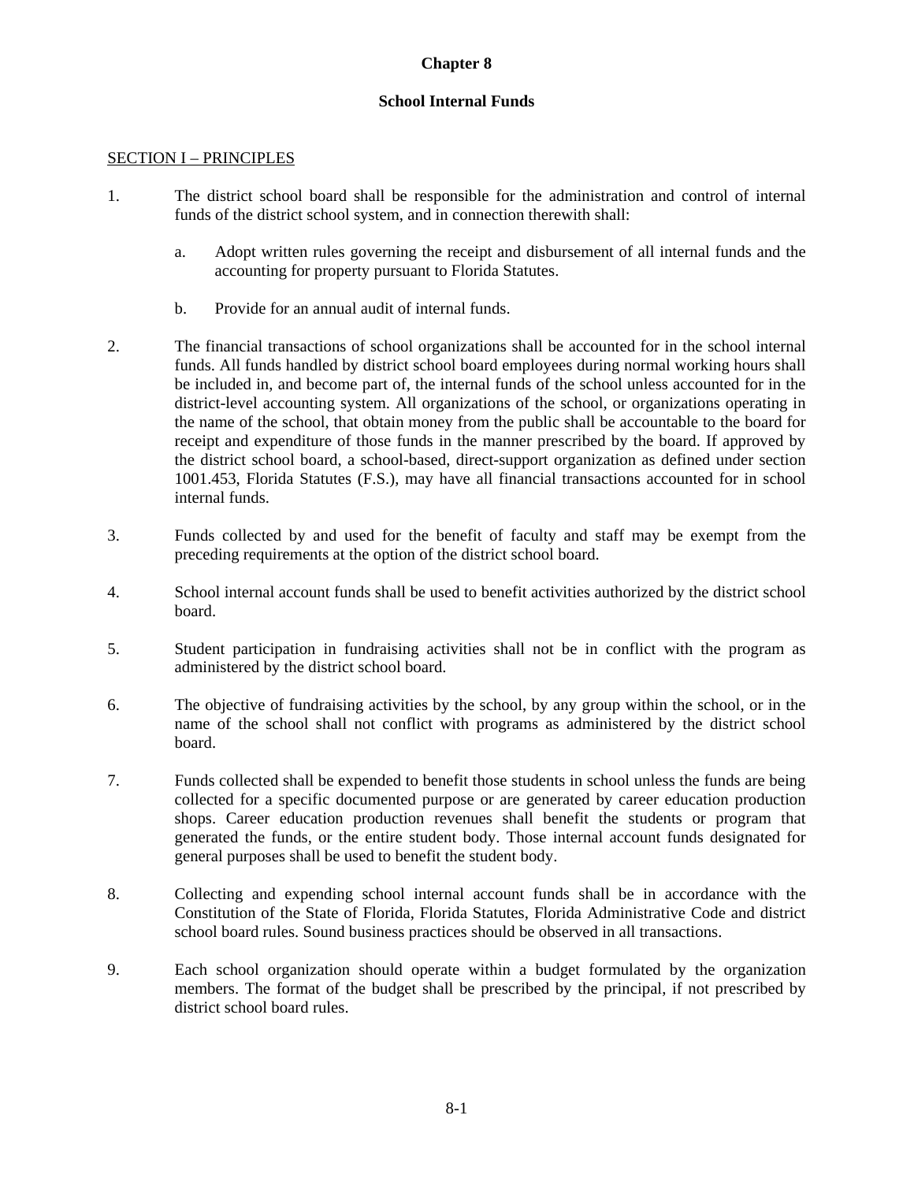# Chapter 8

## School Internal Funds

SECTION I – PRINCIPLES

1. The district school board shall be responsible for the administration and control of internal funds of the district school system, and in connection therewith shall:

   a. Adopt written rules governing the receipt and disbursement of all internal funds and the accounting for property pursuant to Florida Statutes.

   b. Provide for an annual audit of internal funds.

2. The financial transactions of school organizations shall be accounted for in the school internal funds. All funds handled by district school board employees during normal working hours shall be included in, and become part of, the internal funds of the school unless accounted for in the district-level accounting system. All organizations of the school, or organizations operating in the name of the school, that obtain money from the public shall be accountable to the board for receipt and expenditure of those funds in the manner prescribed by the board. If approved by the district school board, a school-based, direct-support organization as defined under section 1001.453, Florida Statutes (F.S.), may have all financial transactions accounted for in school internal funds.

3. Funds collected by and used for the benefit of faculty and staff may be exempt from the preceding requirements at the option of the district school board.

4. School internal account funds shall be used to benefit activities authorized by the district school board.

5. Student participation in fundraising activities shall not be in conflict with the program as administered by the district school board.

6. The objective of fundraising activities by the school, by any group within the school, or in the name of the school shall not conflict with programs as administered by the district school board.

7. Funds collected shall be expended to benefit those students in school unless the funds are being collected for a specific documented purpose or are generated by career education production shops. Career education production revenues shall benefit the students or program that generated the funds, or the entire student body. Those internal account funds designated for general purposes shall be used to benefit the student body.

8. Collecting and expending school internal account funds shall be in accordance with the Constitution of the State of Florida, Florida Statutes, Florida Administrative Code and district school board rules. Sound business practices should be observed in all transactions.

9. Each school organization should operate within a budget formulated by the organization members. The format of the budget shall be prescribed by the principal, if not prescribed by district school board rules.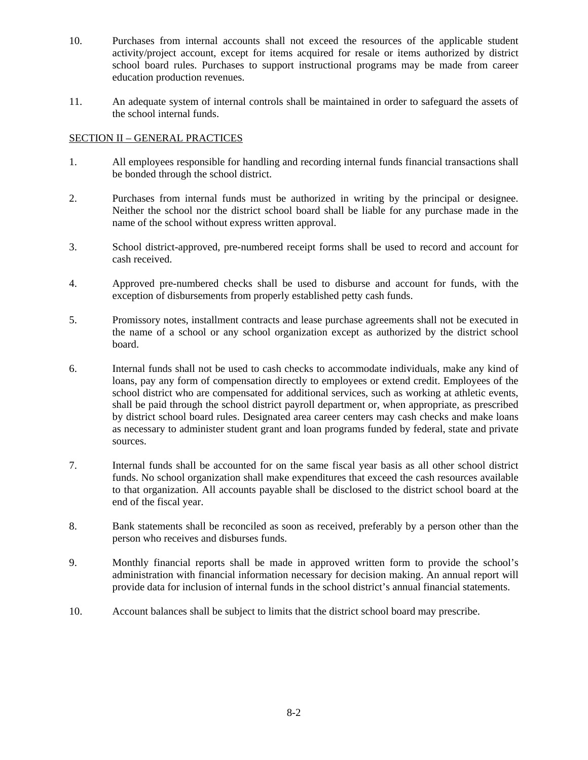10. Purchases from internal accounts shall not exceed the resources of the applicable student activity/project account, except for items acquired for resale or items authorized by district school board rules. Purchases to support instructional programs may be made from career education production revenues.

11. An adequate system of internal controls shall be maintained in order to safeguard the assets of the school internal funds.

SECTION II – GENERAL PRACTICES

1. All employees responsible for handling and recording internal funds financial transactions shall be bonded through the school district.

2. Purchases from internal funds must be authorized in writing by the principal or designee. Neither the school nor the district school board shall be liable for any purchase made in the name of the school without express written approval.

3. School district-approved, pre-numbered receipt forms shall be used to record and account for cash received.

4. Approved pre-numbered checks shall be used to disburse and account for funds, with the exception of disbursements from properly established petty cash funds.

5. Promissory notes, installment contracts and lease purchase agreements shall not be executed in the name of a school or any school organization except as authorized by the district school board.

6. Internal funds shall not be used to cash checks to accommodate individuals, make any kind of loans, pay any form of compensation directly to employees or extend credit. Employees of the school district who are compensated for additional services, such as working at athletic events, shall be paid through the school district payroll department or, when appropriate, as prescribed by district school board rules. Designated area career centers may cash checks and make loans as necessary to administer student grant and loan programs funded by federal, state and private sources.

7. Internal funds shall be accounted for on the same fiscal year basis as all other school district funds. No school organization shall make expenditures that exceed the cash resources available to that organization. All accounts payable shall be disclosed to the district school board at the end of the fiscal year.

8. Bank statements shall be reconciled as soon as received, preferably by a person other than the person who receives and disburses funds.

9. Monthly financial reports shall be made in approved written form to provide the school's administration with financial information necessary for decision making. An annual report will provide data for inclusion of internal funds in the school district's annual financial statements.

10. Account balances shall be subject to limits that the district school board may prescribe.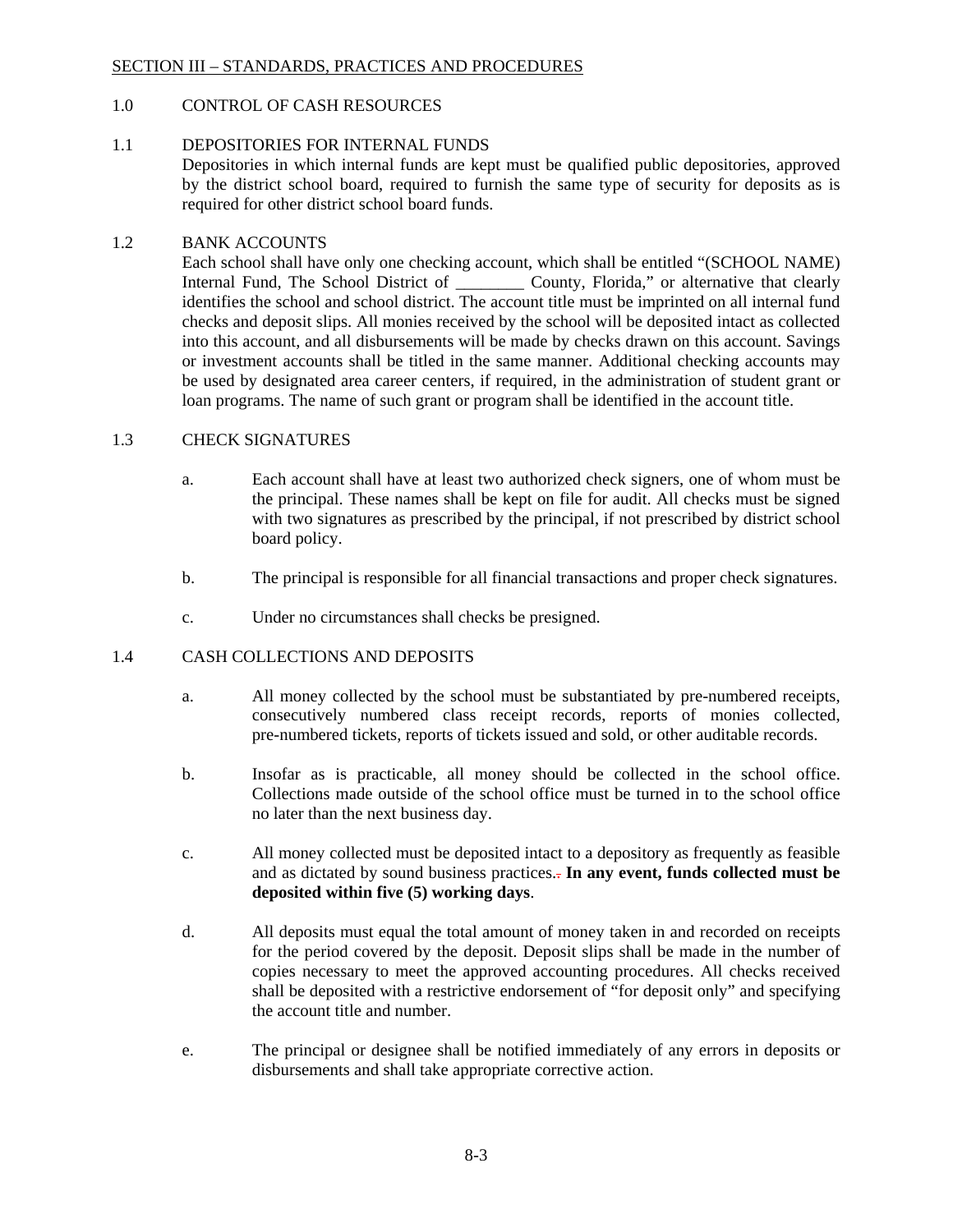SECTION III – STANDARDS, PRACTICES AND PROCEDURES

## 1.0 CONTROL OF CASH RESOURCES

### 1.1 DEPOSITORIES FOR INTERNAL FUNDS

Depositories in which internal funds are kept must be qualified public depositories, approved by the district school board, required to furnish the same type of security for deposits as is required for other district school board funds.

### 1.2 BANK ACCOUNTS

Each school shall have only one checking account, which shall be entitled "(SCHOOL NAME) Internal Fund, The School District of ________ County, Florida," or alternative that clearly identifies the school and school district. The account title must be imprinted on all internal fund checks and deposit slips. All monies received by the school will be deposited intact as collected into this account, and all disbursements will be made by checks drawn on this account. Savings or investment accounts shall be titled in the same manner. Additional checking accounts may be used by designated area career centers, if required, in the administration of student grant or loan programs. The name of such grant or program shall be identified in the account title.

### 1.3 CHECK SIGNATURES

a. Each account shall have at least two authorized check signers, one of whom must be the principal. These names shall be kept on file for audit. All checks must be signed with two signatures as prescribed by the principal, if not prescribed by district school board policy.

b. The principal is responsible for all financial transactions and proper check signatures.

c. Under no circumstances shall checks be presigned.

### 1.4 CASH COLLECTIONS AND DEPOSITS

a. All money collected by the school must be substantiated by pre-numbered receipts, consecutively numbered class receipt records, reports of monies collected, pre-numbered tickets, reports of tickets issued and sold, or other auditable records.

b. Insofar as is practicable, all money should be collected in the school office. Collections made outside of the school office must be turned in to the school office no later than the next business day.

c. All money collected must be deposited intact to a depository as frequently as feasible and as dictated by sound business practices. **In any event, funds collected must be deposited within five (5) working days**.

d. All deposits must equal the total amount of money taken in and recorded on receipts for the period covered by the deposit. Deposit slips shall be made in the number of copies necessary to meet the approved accounting procedures. All checks received shall be deposited with a restrictive endorsement of "for deposit only" and specifying the account title and number.

e. The principal or designee shall be notified immediately of any errors in deposits or disbursements and shall take appropriate corrective action.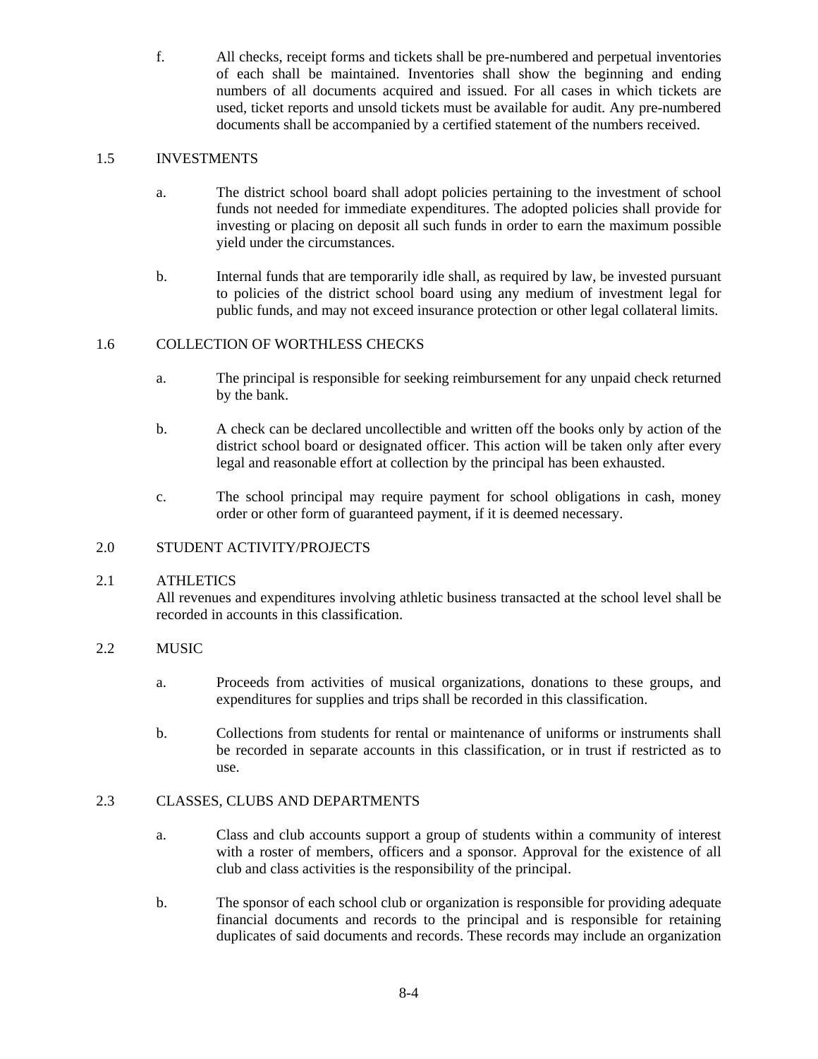f. All checks, receipt forms and tickets shall be pre-numbered and perpetual inventories of each shall be maintained. Inventories shall show the beginning and ending numbers of all documents acquired and issued. For all cases in which tickets are used, ticket reports and unsold tickets must be available for audit. Any pre-numbered documents shall be accompanied by a certified statement of the numbers received.

## 1.5 INVESTMENTS

a. The district school board shall adopt policies pertaining to the investment of school funds not needed for immediate expenditures. The adopted policies shall provide for investing or placing on deposit all such funds in order to earn the maximum possible yield under the circumstances.

b. Internal funds that are temporarily idle shall, as required by law, be invested pursuant to policies of the district school board using any medium of investment legal for public funds, and may not exceed insurance protection or other legal collateral limits.

## 1.6 COLLECTION OF WORTHLESS CHECKS

a. The principal is responsible for seeking reimbursement for any unpaid check returned by the bank.

b. A check can be declared uncollectible and written off the books only by action of the district school board or designated officer. This action will be taken only after every legal and reasonable effort at collection by the principal has been exhausted.

c. The school principal may require payment for school obligations in cash, money order or other form of guaranteed payment, if it is deemed necessary.

# 2.0 STUDENT ACTIVITY/PROJECTS

## 2.1 ATHLETICS

All revenues and expenditures involving athletic business transacted at the school level shall be recorded in accounts in this classification.

## 2.2 MUSIC

a. Proceeds from activities of musical organizations, donations to these groups, and expenditures for supplies and trips shall be recorded in this classification.

b. Collections from students for rental or maintenance of uniforms or instruments shall be recorded in separate accounts in this classification, or in trust if restricted as to use.

## 2.3 CLASSES, CLUBS AND DEPARTMENTS

a. Class and club accounts support a group of students within a community of interest with a roster of members, officers and a sponsor. Approval for the existence of all club and class activities is the responsibility of the principal.

b. The sponsor of each school club or organization is responsible for providing adequate financial documents and records to the principal and is responsible for retaining duplicates of said documents and records. These records may include an organization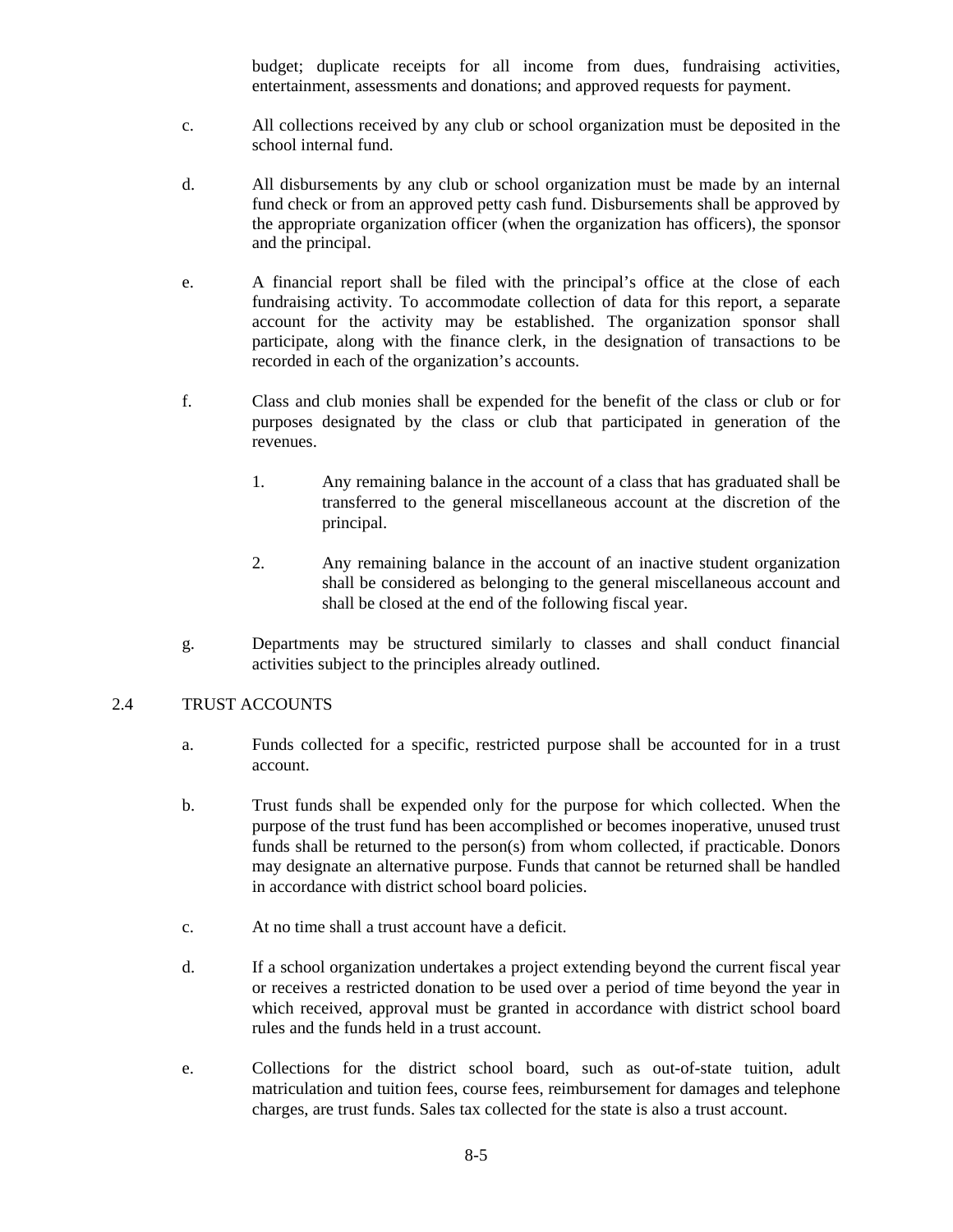budget; duplicate receipts for all income from dues, fundraising activities, entertainment, assessments and donations; and approved requests for payment.

c. All collections received by any club or school organization must be deposited in the school internal fund.

d. All disbursements by any club or school organization must be made by an internal fund check or from an approved petty cash fund. Disbursements shall be approved by the appropriate organization officer (when the organization has officers), the sponsor and the principal.

e. A financial report shall be filed with the principal's office at the close of each fundraising activity. To accommodate collection of data for this report, a separate account for the activity may be established. The organization sponsor shall participate, along with the finance clerk, in the designation of transactions to be recorded in each of the organization's accounts.

f. Class and club monies shall be expended for the benefit of the class or club or for purposes designated by the class or club that participated in generation of the revenues.

   1. Any remaining balance in the account of a class that has graduated shall be transferred to the general miscellaneous account at the discretion of the principal.

   2. Any remaining balance in the account of an inactive student organization shall be considered as belonging to the general miscellaneous account and shall be closed at the end of the following fiscal year.

g. Departments may be structured similarly to classes and shall conduct financial activities subject to the principles already outlined.

## 2.4 TRUST ACCOUNTS

a. Funds collected for a specific, restricted purpose shall be accounted for in a trust account.

b. Trust funds shall be expended only for the purpose for which collected. When the purpose of the trust fund has been accomplished or becomes inoperative, unused trust funds shall be returned to the person(s) from whom collected, if practicable. Donors may designate an alternative purpose. Funds that cannot be returned shall be handled in accordance with district school board policies.

c. At no time shall a trust account have a deficit.

d. If a school organization undertakes a project extending beyond the current fiscal year or receives a restricted donation to be used over a period of time beyond the year in which received, approval must be granted in accordance with district school board rules and the funds held in a trust account.

e. Collections for the district school board, such as out-of-state tuition, adult matriculation and tuition fees, course fees, reimbursement for damages and telephone charges, are trust funds. Sales tax collected for the state is also a trust account.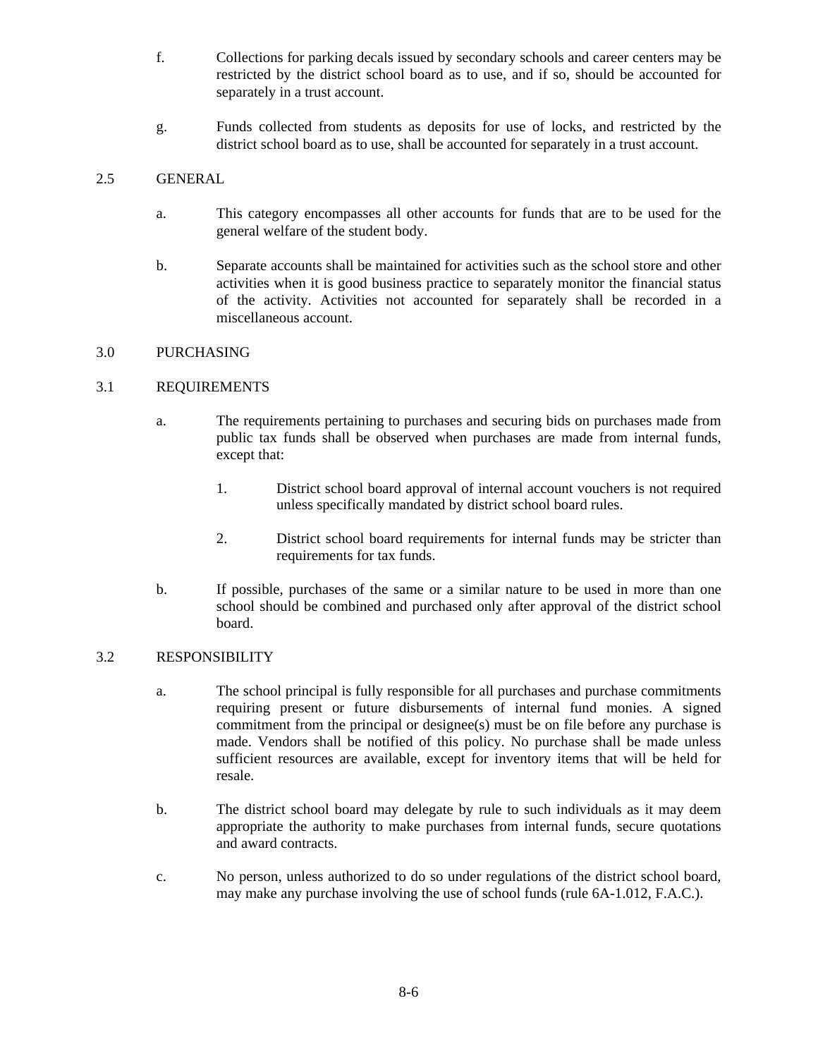f. Collections for parking decals issued by secondary schools and career centers may be restricted by the district school board as to use, and if so, should be accounted for separately in a trust account.

g. Funds collected from students as deposits for use of locks, and restricted by the district school board as to use, shall be accounted for separately in a trust account.

## 2.5 GENERAL

a. This category encompasses all other accounts for funds that are to be used for the general welfare of the student body.

b. Separate accounts shall be maintained for activities such as the school store and other activities when it is good business practice to separately monitor the financial status of the activity. Activities not accounted for separately shall be recorded in a miscellaneous account.

# 3.0 PURCHASING

## 3.1 REQUIREMENTS

a. The requirements pertaining to purchases and securing bids on purchases made from public tax funds shall be observed when purchases are made from internal funds, except that:

1. District school board approval of internal account vouchers is not required unless specifically mandated by district school board rules.

2. District school board requirements for internal funds may be stricter than requirements for tax funds.

b. If possible, purchases of the same or a similar nature to be used in more than one school should be combined and purchased only after approval of the district school board.

## 3.2 RESPONSIBILITY

a. The school principal is fully responsible for all purchases and purchase commitments requiring present or future disbursements of internal fund monies. A signed commitment from the principal or designee(s) must be on file before any purchase is made. Vendors shall be notified of this policy. No purchase shall be made unless sufficient resources are available, except for inventory items that will be held for resale.

b. The district school board may delegate by rule to such individuals as it may deem appropriate the authority to make purchases from internal funds, secure quotations and award contracts.

c. No person, unless authorized to do so under regulations of the district school board, may make any purchase involving the use of school funds (rule 6A-1.012, F.A.C.).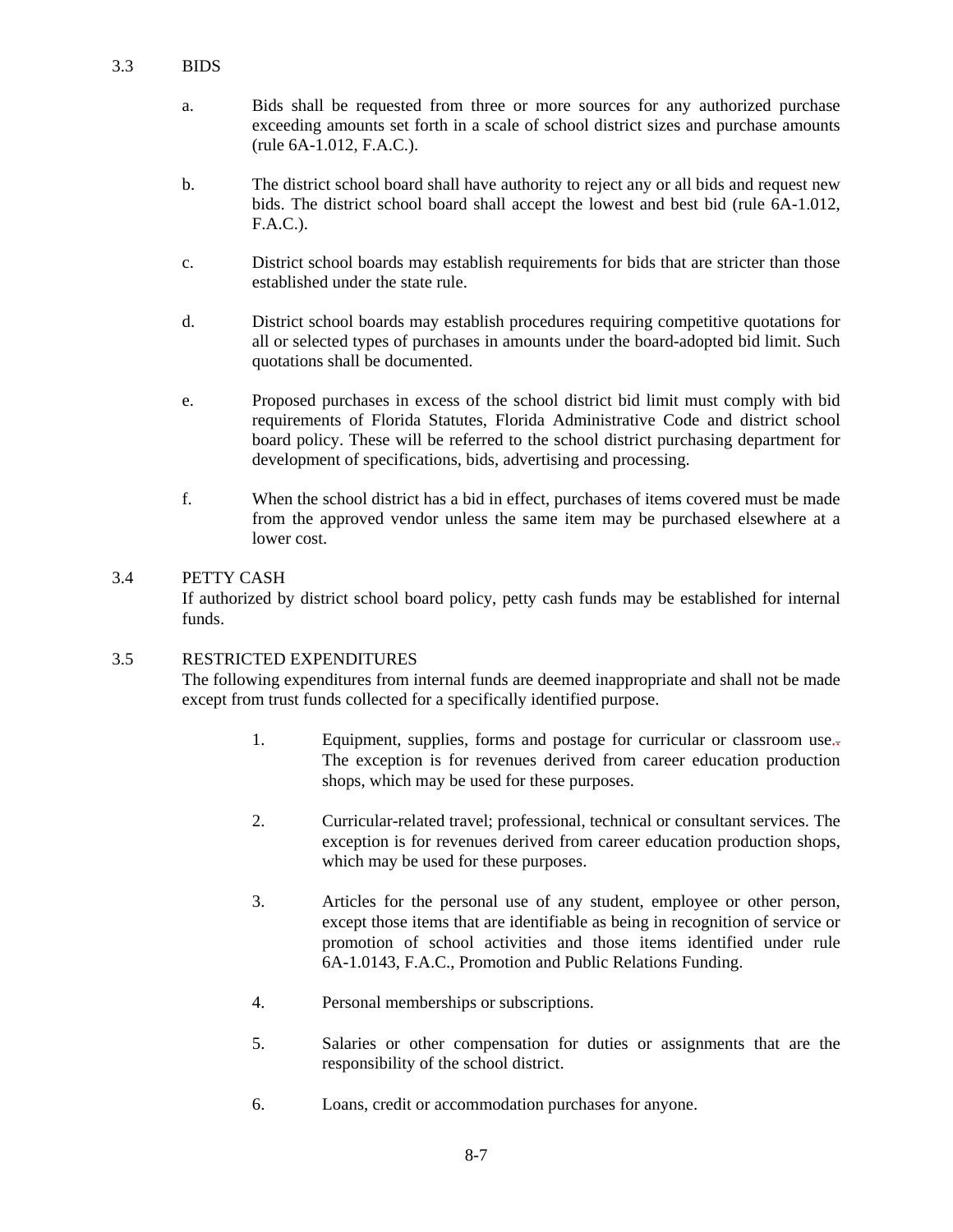### 3.3 BIDS

a. Bids shall be requested from three or more sources for any authorized purchase exceeding amounts set forth in a scale of school district sizes and purchase amounts (rule 6A-1.012, F.A.C.).

b. The district school board shall have authority to reject any or all bids and request new bids. The district school board shall accept the lowest and best bid (rule 6A-1.012, F.A.C.).

c. District school boards may establish requirements for bids that are stricter than those established under the state rule.

d. District school boards may establish procedures requiring competitive quotations for all or selected types of purchases in amounts under the board-adopted bid limit. Such quotations shall be documented.

e. Proposed purchases in excess of the school district bid limit must comply with bid requirements of Florida Statutes, Florida Administrative Code and district school board policy. These will be referred to the school district purchasing department for development of specifications, bids, advertising and processing.

f. When the school district has a bid in effect, purchases of items covered must be made from the approved vendor unless the same item may be purchased elsewhere at a lower cost.

### 3.4 PETTY CASH

If authorized by district school board policy, petty cash funds may be established for internal funds.

### 3.5 RESTRICTED EXPENDITURES

The following expenditures from internal funds are deemed inappropriate and shall not be made except from trust funds collected for a specifically identified purpose.

1. Equipment, supplies, forms and postage for curricular or classroom use. The exception is for revenues derived from career education production shops, which may be used for these purposes.

2. Curricular-related travel; professional, technical or consultant services. The exception is for revenues derived from career education production shops, which may be used for these purposes.

3. Articles for the personal use of any student, employee or other person, except those items that are identifiable as being in recognition of service or promotion of school activities and those items identified under rule 6A-1.0143, F.A.C., Promotion and Public Relations Funding.

4. Personal memberships or subscriptions.

5. Salaries or other compensation for duties or assignments that are the responsibility of the school district.

6. Loans, credit or accommodation purchases for anyone.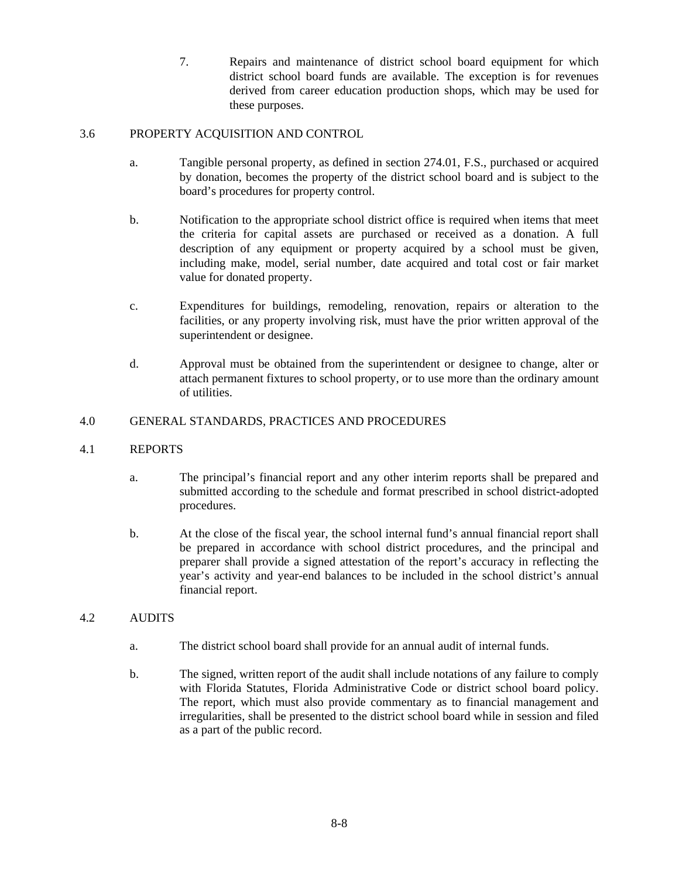7. Repairs and maintenance of district school board equipment for which district school board funds are available. The exception is for revenues derived from career education production shops, which may be used for these purposes.

## 3.6 PROPERTY ACQUISITION AND CONTROL

a. Tangible personal property, as defined in section 274.01, F.S., purchased or acquired by donation, becomes the property of the district school board and is subject to the board's procedures for property control.

b. Notification to the appropriate school district office is required when items that meet the criteria for capital assets are purchased or received as a donation. A full description of any equipment or property acquired by a school must be given, including make, model, serial number, date acquired and total cost or fair market value for donated property.

c. Expenditures for buildings, remodeling, renovation, repairs or alteration to the facilities, or any property involving risk, must have the prior written approval of the superintendent or designee.

d. Approval must be obtained from the superintendent or designee to change, alter or attach permanent fixtures to school property, or to use more than the ordinary amount of utilities.

# 4.0 GENERAL STANDARDS, PRACTICES AND PROCEDURES

## 4.1 REPORTS

a. The principal's financial report and any other interim reports shall be prepared and submitted according to the schedule and format prescribed in school district-adopted procedures.

b. At the close of the fiscal year, the school internal fund's annual financial report shall be prepared in accordance with school district procedures, and the principal and preparer shall provide a signed attestation of the report's accuracy in reflecting the year's activity and year-end balances to be included in the school district's annual financial report.

## 4.2 AUDITS

a. The district school board shall provide for an annual audit of internal funds.

b. The signed, written report of the audit shall include notations of any failure to comply with Florida Statutes, Florida Administrative Code or district school board policy. The report, which must also provide commentary as to financial management and irregularities, shall be presented to the district school board while in session and filed as a part of the public record.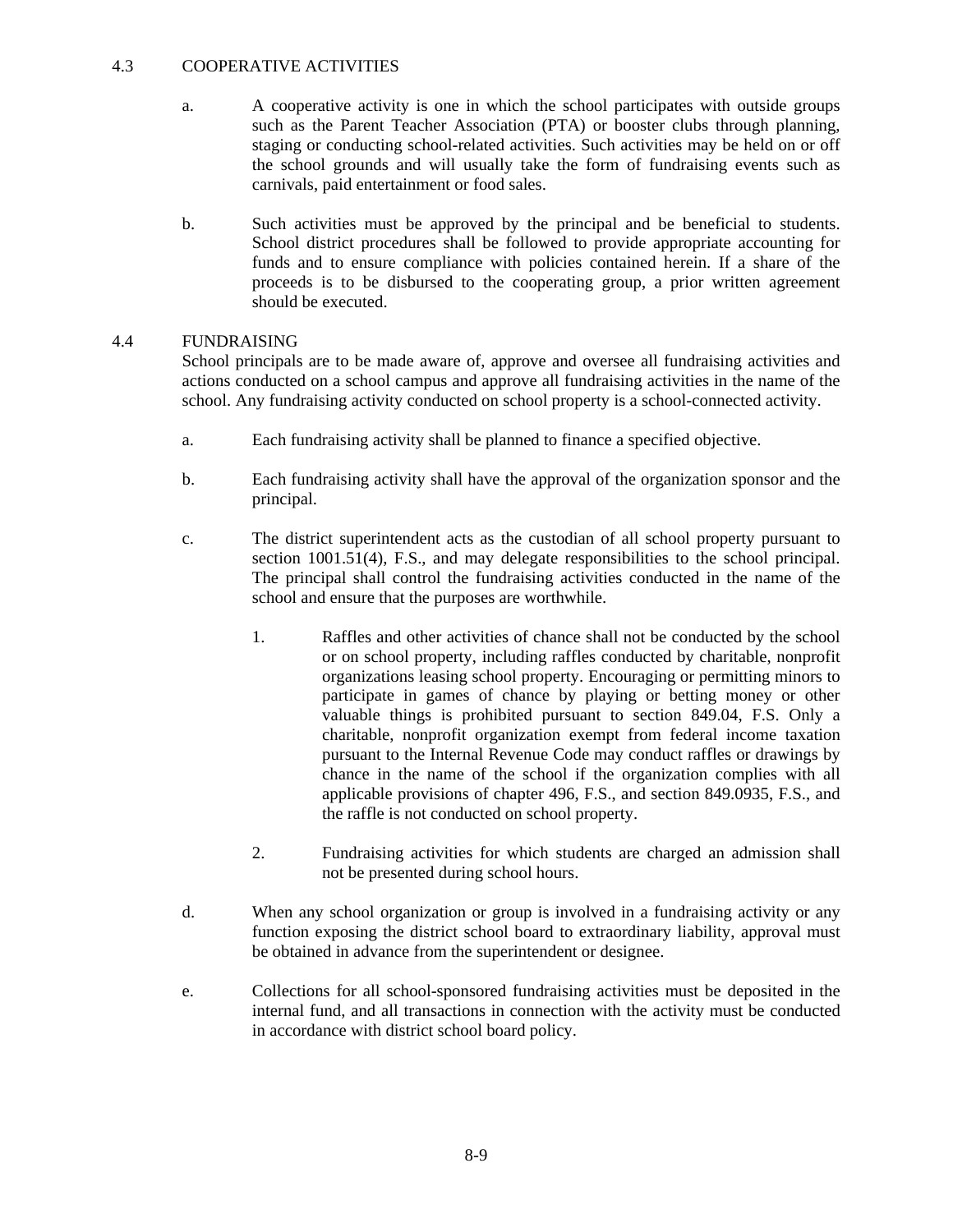## 4.3 COOPERATIVE ACTIVITIES

a. A cooperative activity is one in which the school participates with outside groups such as the Parent Teacher Association (PTA) or booster clubs through planning, staging or conducting school-related activities. Such activities may be held on or off the school grounds and will usually take the form of fundraising events such as carnivals, paid entertainment or food sales.

b. Such activities must be approved by the principal and be beneficial to students. School district procedures shall be followed to provide appropriate accounting for funds and to ensure compliance with policies contained herein. If a share of the proceeds is to be disbursed to the cooperating group, a prior written agreement should be executed.

## 4.4 FUNDRAISING

School principals are to be made aware of, approve and oversee all fundraising activities and actions conducted on a school campus and approve all fundraising activities in the name of the school. Any fundraising activity conducted on school property is a school-connected activity.

a. Each fundraising activity shall be planned to finance a specified objective.

b. Each fundraising activity shall have the approval of the organization sponsor and the principal.

c. The district superintendent acts as the custodian of all school property pursuant to section 1001.51(4), F.S., and may delegate responsibilities to the school principal. The principal shall control the fundraising activities conducted in the name of the school and ensure that the purposes are worthwhile.

   1. Raffles and other activities of chance shall not be conducted by the school or on school property, including raffles conducted by charitable, nonprofit organizations leasing school property. Encouraging or permitting minors to participate in games of chance by playing or betting money or other valuable things is prohibited pursuant to section 849.04, F.S. Only a charitable, nonprofit organization exempt from federal income taxation pursuant to the Internal Revenue Code may conduct raffles or drawings by chance in the name of the school if the organization complies with all applicable provisions of chapter 496, F.S., and section 849.0935, F.S., and the raffle is not conducted on school property.

   2. Fundraising activities for which students are charged an admission shall not be presented during school hours.

d. When any school organization or group is involved in a fundraising activity or any function exposing the district school board to extraordinary liability, approval must be obtained in advance from the superintendent or designee.

e. Collections for all school-sponsored fundraising activities must be deposited in the internal fund, and all transactions in connection with the activity must be conducted in accordance with district school board policy.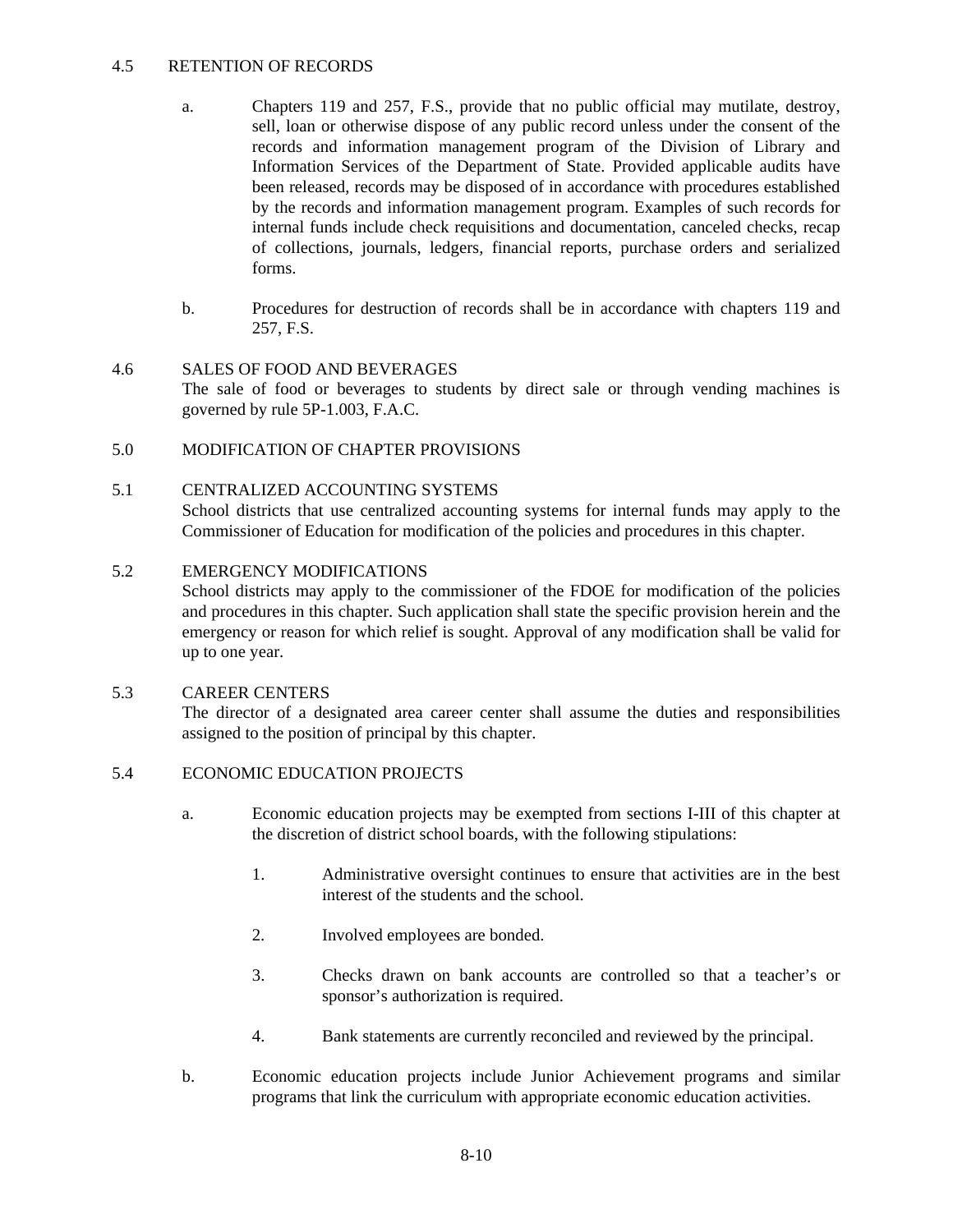## 4.5 RETENTION OF RECORDS

a. Chapters 119 and 257, F.S., provide that no public official may mutilate, destroy, sell, loan or otherwise dispose of any public record unless under the consent of the records and information management program of the Division of Library and Information Services of the Department of State. Provided applicable audits have been released, records may be disposed of in accordance with procedures established by the records and information management program. Examples of such records for internal funds include check requisitions and documentation, canceled checks, recap of collections, journals, ledgers, financial reports, purchase orders and serialized forms.

b. Procedures for destruction of records shall be in accordance with chapters 119 and 257, F.S.

## 4.6 SALES OF FOOD AND BEVERAGES

The sale of food or beverages to students by direct sale or through vending machines is governed by rule 5P-1.003, F.A.C.

# 5.0 MODIFICATION OF CHAPTER PROVISIONS

## 5.1 CENTRALIZED ACCOUNTING SYSTEMS

School districts that use centralized accounting systems for internal funds may apply to the Commissioner of Education for modification of the policies and procedures in this chapter.

## 5.2 EMERGENCY MODIFICATIONS

School districts may apply to the commissioner of the FDOE for modification of the policies and procedures in this chapter. Such application shall state the specific provision herein and the emergency or reason for which relief is sought. Approval of any modification shall be valid for up to one year.

## 5.3 CAREER CENTERS

The director of a designated area career center shall assume the duties and responsibilities assigned to the position of principal by this chapter.

## 5.4 ECONOMIC EDUCATION PROJECTS

a. Economic education projects may be exempted from sections I-III of this chapter at the discretion of district school boards, with the following stipulations:

1. Administrative oversight continues to ensure that activities are in the best interest of the students and the school.
2. Involved employees are bonded.
3. Checks drawn on bank accounts are controlled so that a teacher's or sponsor's authorization is required.
4. Bank statements are currently reconciled and reviewed by the principal.

b. Economic education projects include Junior Achievement programs and similar programs that link the curriculum with appropriate economic education activities.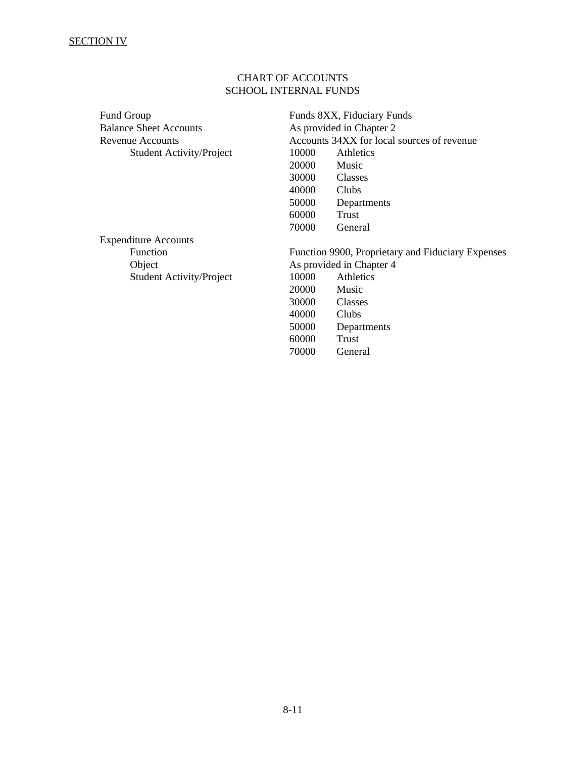SECTION IV

# CHART OF ACCOUNTS
## SCHOOL INTERNAL FUNDS

| | | |
|---|---|---|
| Fund Group | Funds 8XX, Fiduciary Funds | |
| Balance Sheet Accounts | As provided in Chapter 2 | |
| Revenue Accounts | Accounts 34XX for local sources of revenue | |
| Student Activity/Project | 10000 | Athletics |
| | 20000 | Music |
| | 30000 | Classes |
| | 40000 | Clubs |
| | 50000 | Departments |
| | 60000 | Trust |
| | 70000 | General |
| Expenditure Accounts | | |
| Function | Function 9900, Proprietary and Fiduciary Expenses | |
| Object | As provided in Chapter 4 | |
| Student Activity/Project | 10000 | Athletics |
| | 20000 | Music |
| | 30000 | Classes |
| | 40000 | Clubs |
| | 50000 | Departments |
| | 60000 | Trust |
| | 70000 | General |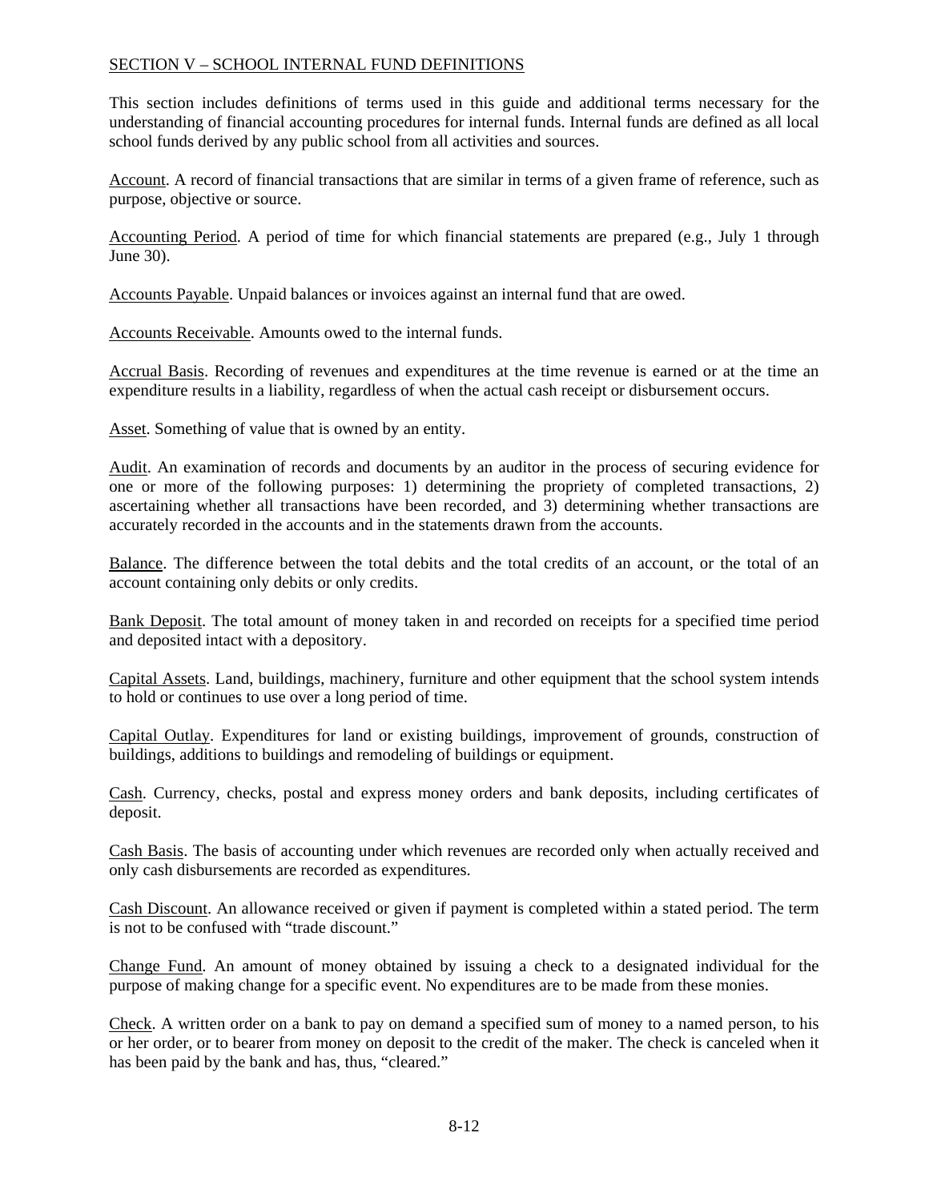## SECTION V – SCHOOL INTERNAL FUND DEFINITIONS

This section includes definitions of terms used in this guide and additional terms necessary for the understanding of financial accounting procedures for internal funds. Internal funds are defined as all local school funds derived by any public school from all activities and sources.

Account. A record of financial transactions that are similar in terms of a given frame of reference, such as purpose, objective or source.

Accounting Period. A period of time for which financial statements are prepared (e.g., July 1 through June 30).

Accounts Payable. Unpaid balances or invoices against an internal fund that are owed.

Accounts Receivable. Amounts owed to the internal funds.

Accrual Basis. Recording of revenues and expenditures at the time revenue is earned or at the time an expenditure results in a liability, regardless of when the actual cash receipt or disbursement occurs.

Asset. Something of value that is owned by an entity.

Audit. An examination of records and documents by an auditor in the process of securing evidence for one or more of the following purposes: 1) determining the propriety of completed transactions, 2) ascertaining whether all transactions have been recorded, and 3) determining whether transactions are accurately recorded in the accounts and in the statements drawn from the accounts.

Balance. The difference between the total debits and the total credits of an account, or the total of an account containing only debits or only credits.

Bank Deposit. The total amount of money taken in and recorded on receipts for a specified time period and deposited intact with a depository.

Capital Assets. Land, buildings, machinery, furniture and other equipment that the school system intends to hold or continues to use over a long period of time.

Capital Outlay. Expenditures for land or existing buildings, improvement of grounds, construction of buildings, additions to buildings and remodeling of buildings or equipment.

Cash. Currency, checks, postal and express money orders and bank deposits, including certificates of deposit.

Cash Basis. The basis of accounting under which revenues are recorded only when actually received and only cash disbursements are recorded as expenditures.

Cash Discount. An allowance received or given if payment is completed within a stated period. The term is not to be confused with "trade discount."

Change Fund. An amount of money obtained by issuing a check to a designated individual for the purpose of making change for a specific event. No expenditures are to be made from these monies.

Check. A written order on a bank to pay on demand a specified sum of money to a named person, to his or her order, or to bearer from money on deposit to the credit of the maker. The check is canceled when it has been paid by the bank and has, thus, "cleared."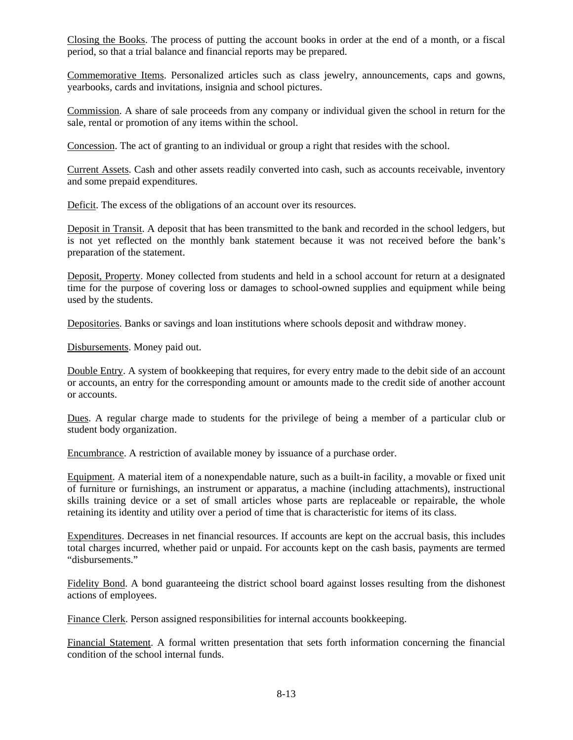Closing the Books. The process of putting the account books in order at the end of a month, or a fiscal period, so that a trial balance and financial reports may be prepared.

Commemorative Items. Personalized articles such as class jewelry, announcements, caps and gowns, yearbooks, cards and invitations, insignia and school pictures.

Commission. A share of sale proceeds from any company or individual given the school in return for the sale, rental or promotion of any items within the school.

Concession. The act of granting to an individual or group a right that resides with the school.

Current Assets. Cash and other assets readily converted into cash, such as accounts receivable, inventory and some prepaid expenditures.

Deficit. The excess of the obligations of an account over its resources.

Deposit in Transit. A deposit that has been transmitted to the bank and recorded in the school ledgers, but is not yet reflected on the monthly bank statement because it was not received before the bank's preparation of the statement.

Deposit, Property. Money collected from students and held in a school account for return at a designated time for the purpose of covering loss or damages to school-owned supplies and equipment while being used by the students.

Depositories. Banks or savings and loan institutions where schools deposit and withdraw money.

Disbursements. Money paid out.

Double Entry. A system of bookkeeping that requires, for every entry made to the debit side of an account or accounts, an entry for the corresponding amount or amounts made to the credit side of another account or accounts.

Dues. A regular charge made to students for the privilege of being a member of a particular club or student body organization.

Encumbrance. A restriction of available money by issuance of a purchase order.

Equipment. A material item of a nonexpendable nature, such as a built-in facility, a movable or fixed unit of furniture or furnishings, an instrument or apparatus, a machine (including attachments), instructional skills training device or a set of small articles whose parts are replaceable or repairable, the whole retaining its identity and utility over a period of time that is characteristic for items of its class.

Expenditures. Decreases in net financial resources. If accounts are kept on the accrual basis, this includes total charges incurred, whether paid or unpaid. For accounts kept on the cash basis, payments are termed "disbursements."

Fidelity Bond. A bond guaranteeing the district school board against losses resulting from the dishonest actions of employees.

Finance Clerk. Person assigned responsibilities for internal accounts bookkeeping.

Financial Statement. A formal written presentation that sets forth information concerning the financial condition of the school internal funds.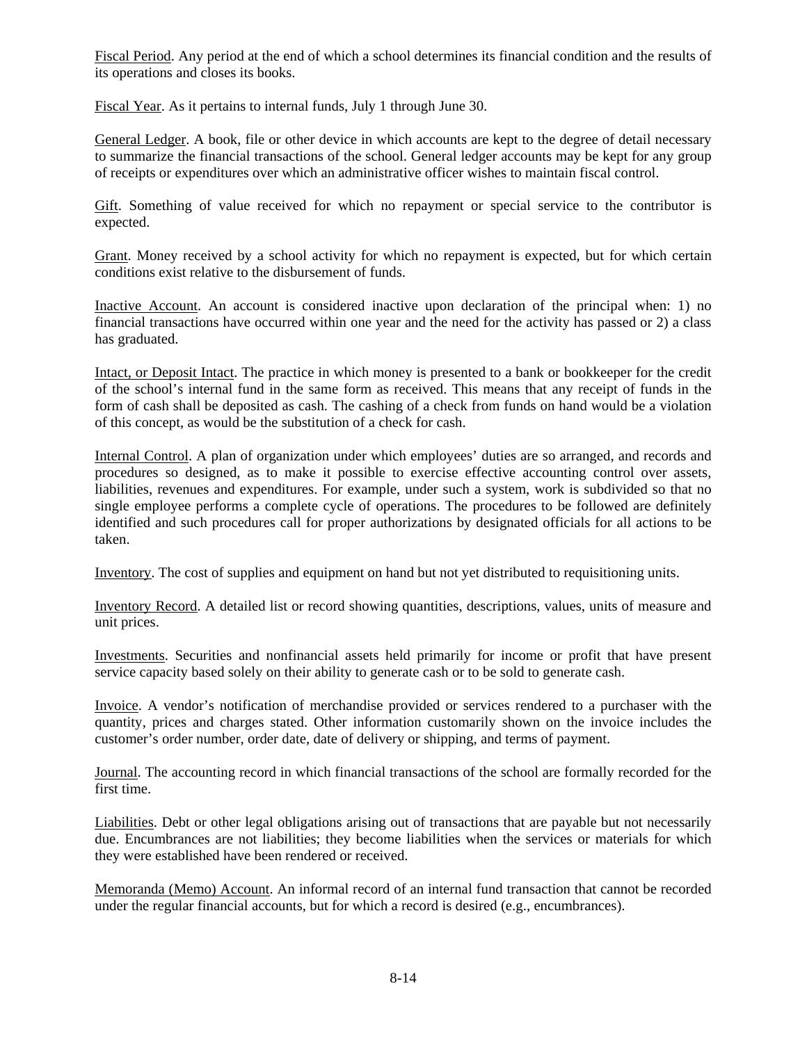Fiscal Period. Any period at the end of which a school determines its financial condition and the results of its operations and closes its books.

Fiscal Year. As it pertains to internal funds, July 1 through June 30.

General Ledger. A book, file or other device in which accounts are kept to the degree of detail necessary to summarize the financial transactions of the school. General ledger accounts may be kept for any group of receipts or expenditures over which an administrative officer wishes to maintain fiscal control.

Gift. Something of value received for which no repayment or special service to the contributor is expected.

Grant. Money received by a school activity for which no repayment is expected, but for which certain conditions exist relative to the disbursement of funds.

Inactive Account. An account is considered inactive upon declaration of the principal when: 1) no financial transactions have occurred within one year and the need for the activity has passed or 2) a class has graduated.

Intact, or Deposit Intact. The practice in which money is presented to a bank or bookkeeper for the credit of the school's internal fund in the same form as received. This means that any receipt of funds in the form of cash shall be deposited as cash. The cashing of a check from funds on hand would be a violation of this concept, as would be the substitution of a check for cash.

Internal Control. A plan of organization under which employees' duties are so arranged, and records and procedures so designed, as to make it possible to exercise effective accounting control over assets, liabilities, revenues and expenditures. For example, under such a system, work is subdivided so that no single employee performs a complete cycle of operations. The procedures to be followed are definitely identified and such procedures call for proper authorizations by designated officials for all actions to be taken.

Inventory. The cost of supplies and equipment on hand but not yet distributed to requisitioning units.

Inventory Record. A detailed list or record showing quantities, descriptions, values, units of measure and unit prices.

Investments. Securities and nonfinancial assets held primarily for income or profit that have present service capacity based solely on their ability to generate cash or to be sold to generate cash.

Invoice. A vendor's notification of merchandise provided or services rendered to a purchaser with the quantity, prices and charges stated. Other information customarily shown on the invoice includes the customer's order number, order date, date of delivery or shipping, and terms of payment.

Journal. The accounting record in which financial transactions of the school are formally recorded for the first time.

Liabilities. Debt or other legal obligations arising out of transactions that are payable but not necessarily due. Encumbrances are not liabilities; they become liabilities when the services or materials for which they were established have been rendered or received.

Memoranda (Memo) Account. An informal record of an internal fund transaction that cannot be recorded under the regular financial accounts, but for which a record is desired (e.g., encumbrances).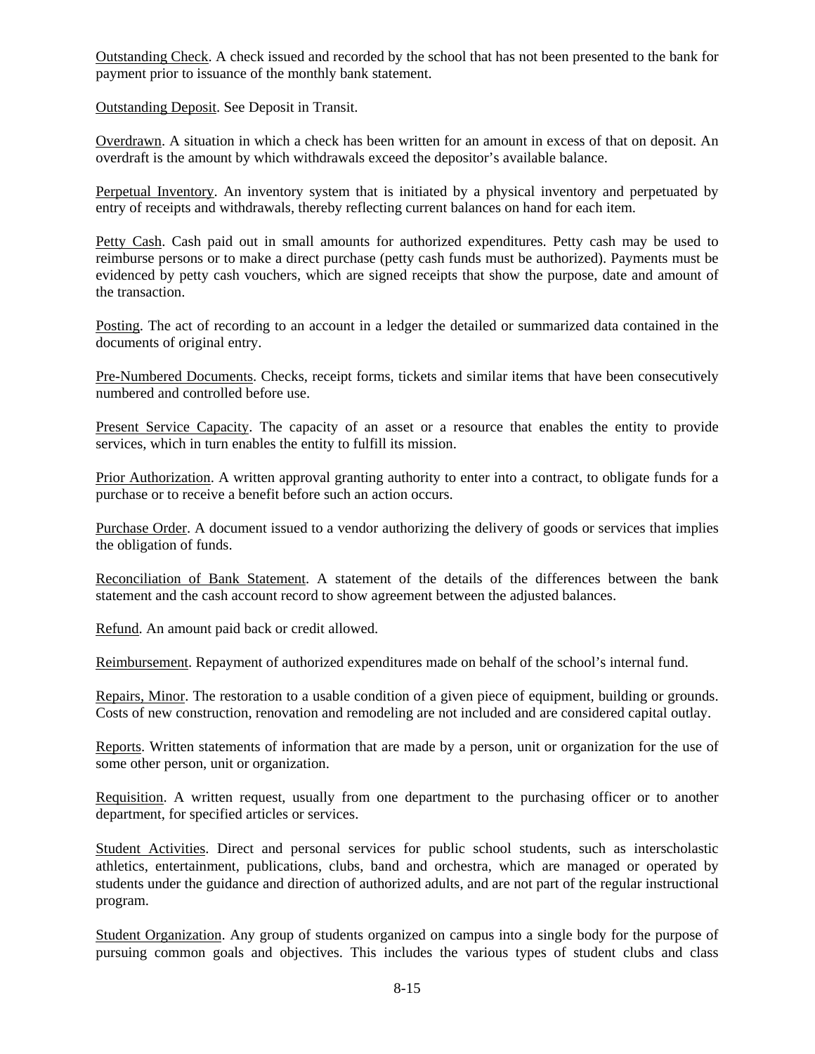Outstanding Check. A check issued and recorded by the school that has not been presented to the bank for payment prior to issuance of the monthly bank statement.

Outstanding Deposit. See Deposit in Transit.

Overdrawn. A situation in which a check has been written for an amount in excess of that on deposit. An overdraft is the amount by which withdrawals exceed the depositor's available balance.

Perpetual Inventory. An inventory system that is initiated by a physical inventory and perpetuated by entry of receipts and withdrawals, thereby reflecting current balances on hand for each item.

Petty Cash. Cash paid out in small amounts for authorized expenditures. Petty cash may be used to reimburse persons or to make a direct purchase (petty cash funds must be authorized). Payments must be evidenced by petty cash vouchers, which are signed receipts that show the purpose, date and amount of the transaction.

Posting. The act of recording to an account in a ledger the detailed or summarized data contained in the documents of original entry.

Pre-Numbered Documents. Checks, receipt forms, tickets and similar items that have been consecutively numbered and controlled before use.

Present Service Capacity. The capacity of an asset or a resource that enables the entity to provide services, which in turn enables the entity to fulfill its mission.

Prior Authorization. A written approval granting authority to enter into a contract, to obligate funds for a purchase or to receive a benefit before such an action occurs.

Purchase Order. A document issued to a vendor authorizing the delivery of goods or services that implies the obligation of funds.

Reconciliation of Bank Statement. A statement of the details of the differences between the bank statement and the cash account record to show agreement between the adjusted balances.

Refund. An amount paid back or credit allowed.

Reimbursement. Repayment of authorized expenditures made on behalf of the school's internal fund.

Repairs, Minor. The restoration to a usable condition of a given piece of equipment, building or grounds. Costs of new construction, renovation and remodeling are not included and are considered capital outlay.

Reports. Written statements of information that are made by a person, unit or organization for the use of some other person, unit or organization.

Requisition. A written request, usually from one department to the purchasing officer or to another department, for specified articles or services.

Student Activities. Direct and personal services for public school students, such as interscholastic athletics, entertainment, publications, clubs, band and orchestra, which are managed or operated by students under the guidance and direction of authorized adults, and are not part of the regular instructional program.

Student Organization. Any group of students organized on campus into a single body for the purpose of pursuing common goals and objectives. This includes the various types of student clubs and class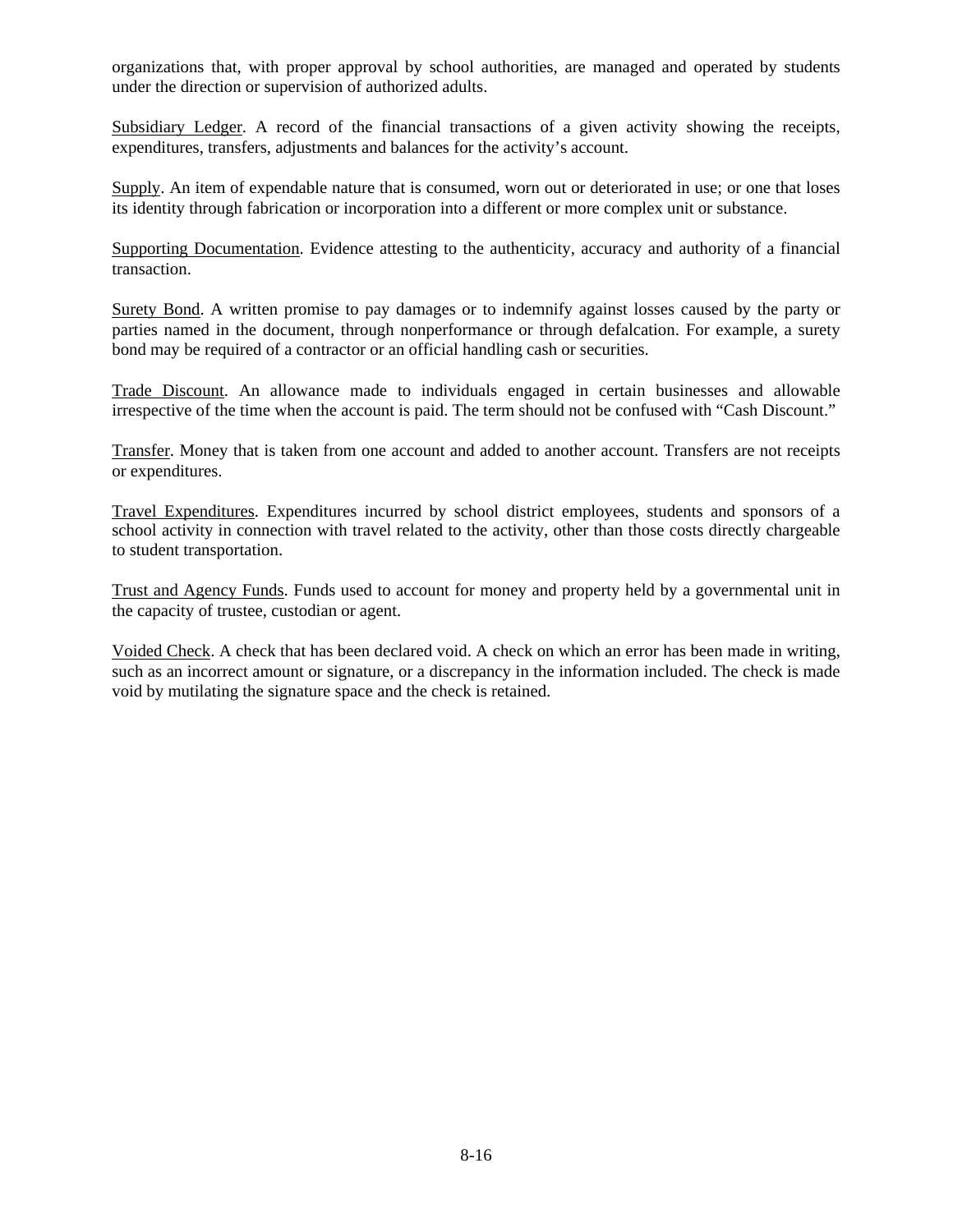organizations that, with proper approval by school authorities, are managed and operated by students under the direction or supervision of authorized adults.

Subsidiary Ledger. A record of the financial transactions of a given activity showing the receipts, expenditures, transfers, adjustments and balances for the activity's account.

Supply. An item of expendable nature that is consumed, worn out or deteriorated in use; or one that loses its identity through fabrication or incorporation into a different or more complex unit or substance.

Supporting Documentation. Evidence attesting to the authenticity, accuracy and authority of a financial transaction.

Surety Bond. A written promise to pay damages or to indemnify against losses caused by the party or parties named in the document, through nonperformance or through defalcation. For example, a surety bond may be required of a contractor or an official handling cash or securities.

Trade Discount. An allowance made to individuals engaged in certain businesses and allowable irrespective of the time when the account is paid. The term should not be confused with "Cash Discount."

Transfer. Money that is taken from one account and added to another account. Transfers are not receipts or expenditures.

Travel Expenditures. Expenditures incurred by school district employees, students and sponsors of a school activity in connection with travel related to the activity, other than those costs directly chargeable to student transportation.

Trust and Agency Funds. Funds used to account for money and property held by a governmental unit in the capacity of trustee, custodian or agent.

Voided Check. A check that has been declared void. A check on which an error has been made in writing, such as an incorrect amount or signature, or a discrepancy in the information included. The check is made void by mutilating the signature space and the check is retained.